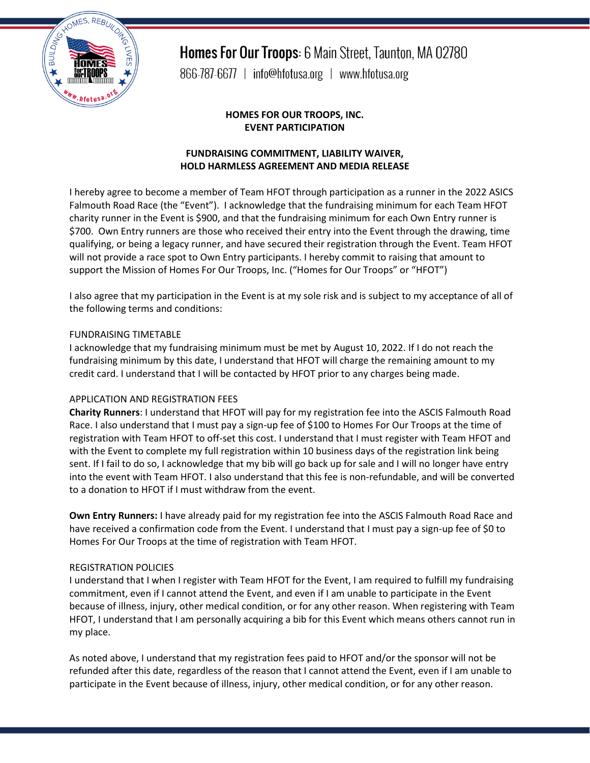# Homes For Our Troops: 6 Main Street, Taunton, MA 02780

866-787-6677 | info@hfotusa.org | www.hfotusa.org

**HOMES FOR OUR TROOPS, INC.**
**EVENT PARTICIPATION**

**FUNDRAISING COMMITMENT, LIABILITY WAIVER,**
**HOLD HARMLESS AGREEMENT AND MEDIA RELEASE**

I hereby agree to become a member of Team HFOT through participation as a runner in the 2022 ASICS Falmouth Road Race (the "Event"). I acknowledge that the fundraising minimum for each Team HFOT charity runner in the Event is $900, and that the fundraising minimum for each Own Entry runner is $700. Own Entry runners are those who received their entry into the Event through the drawing, time qualifying, or being a legacy runner, and have secured their registration through the Event. Team HFOT will not provide a race spot to Own Entry participants. I hereby commit to raising that amount to support the Mission of Homes For Our Troops, Inc. ("Homes for Our Troops" or "HFOT")

I also agree that my participation in the Event is at my sole risk and is subject to my acceptance of all of the following terms and conditions:

FUNDRAISING TIMETABLE

I acknowledge that my fundraising minimum must be met by August 10, 2022. If I do not reach the fundraising minimum by this date, I understand that HFOT will charge the remaining amount to my credit card. I understand that I will be contacted by HFOT prior to any charges being made.

APPLICATION AND REGISTRATION FEES

**Charity Runners**: I understand that HFOT will pay for my registration fee into the ASCIS Falmouth Road Race. I also understand that I must pay a sign-up fee of $100 to Homes For Our Troops at the time of registration with Team HFOT to off-set this cost. I understand that I must register with Team HFOT and with the Event to complete my full registration within 10 business days of the registration link being sent. If I fail to do so, I acknowledge that my bib will go back up for sale and I will no longer have entry into the event with Team HFOT. I also understand that this fee is non-refundable, and will be converted to a donation to HFOT if I must withdraw from the event.

**Own Entry Runners:** I have already paid for my registration fee into the ASCIS Falmouth Road Race and have received a confirmation code from the Event. I understand that I must pay a sign-up fee of $0 to Homes For Our Troops at the time of registration with Team HFOT.

REGISTRATION POLICIES

I understand that I when I register with Team HFOT for the Event, I am required to fulfill my fundraising commitment, even if I cannot attend the Event, and even if I am unable to participate in the Event because of illness, injury, other medical condition, or for any other reason. When registering with Team HFOT, I understand that I am personally acquiring a bib for this Event which means others cannot run in my place.

As noted above, I understand that my registration fees paid to HFOT and/or the sponsor will not be refunded after this date, regardless of the reason that I cannot attend the Event, even if I am unable to participate in the Event because of illness, injury, other medical condition, or for any other reason.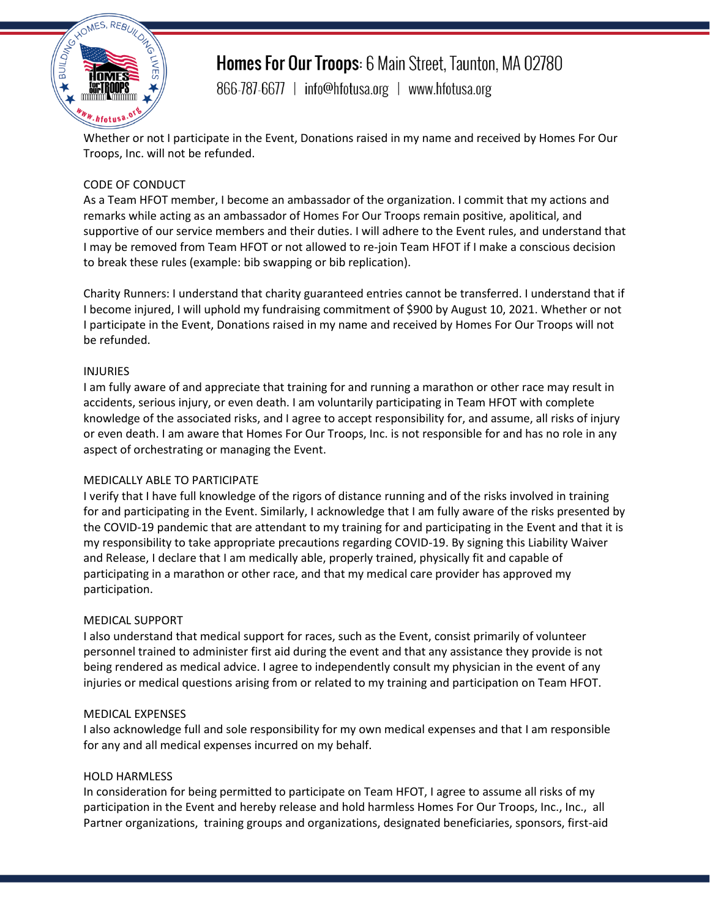Whether or not I participate in the Event, Donations raised in my name and received by Homes For Our Troops, Inc. will not be refunded.

CODE OF CONDUCT

As a Team HFOT member, I become an ambassador of the organization. I commit that my actions and remarks while acting as an ambassador of Homes For Our Troops remain positive, apolitical, and supportive of our service members and their duties. I will adhere to the Event rules, and understand that I may be removed from Team HFOT or not allowed to re-join Team HFOT if I make a conscious decision to break these rules (example: bib swapping or bib replication).

Charity Runners: I understand that charity guaranteed entries cannot be transferred. I understand that if I become injured, I will uphold my fundraising commitment of $900 by August 10, 2021. Whether or not I participate in the Event, Donations raised in my name and received by Homes For Our Troops will not be refunded.

INJURIES

I am fully aware of and appreciate that training for and running a marathon or other race may result in accidents, serious injury, or even death. I am voluntarily participating in Team HFOT with complete knowledge of the associated risks, and I agree to accept responsibility for, and assume, all risks of injury or even death. I am aware that Homes For Our Troops, Inc. is not responsible for and has no role in any aspect of orchestrating or managing the Event.

MEDICALLY ABLE TO PARTICIPATE

I verify that I have full knowledge of the rigors of distance running and of the risks involved in training for and participating in the Event. Similarly, I acknowledge that I am fully aware of the risks presented by the COVID-19 pandemic that are attendant to my training for and participating in the Event and that it is my responsibility to take appropriate precautions regarding COVID-19. By signing this Liability Waiver and Release, I declare that I am medically able, properly trained, physically fit and capable of participating in a marathon or other race, and that my medical care provider has approved my participation.

MEDICAL SUPPORT

I also understand that medical support for races, such as the Event, consist primarily of volunteer personnel trained to administer first aid during the event and that any assistance they provide is not being rendered as medical advice. I agree to independently consult my physician in the event of any injuries or medical questions arising from or related to my training and participation on Team HFOT.

MEDICAL EXPENSES

I also acknowledge full and sole responsibility for my own medical expenses and that I am responsible for any and all medical expenses incurred on my behalf.

HOLD HARMLESS

In consideration for being permitted to participate on Team HFOT, I agree to assume all risks of my participation in the Event and hereby release and hold harmless Homes For Our Troops, Inc., Inc., all Partner organizations, training groups and organizations, designated beneficiaries, sponsors, first-aid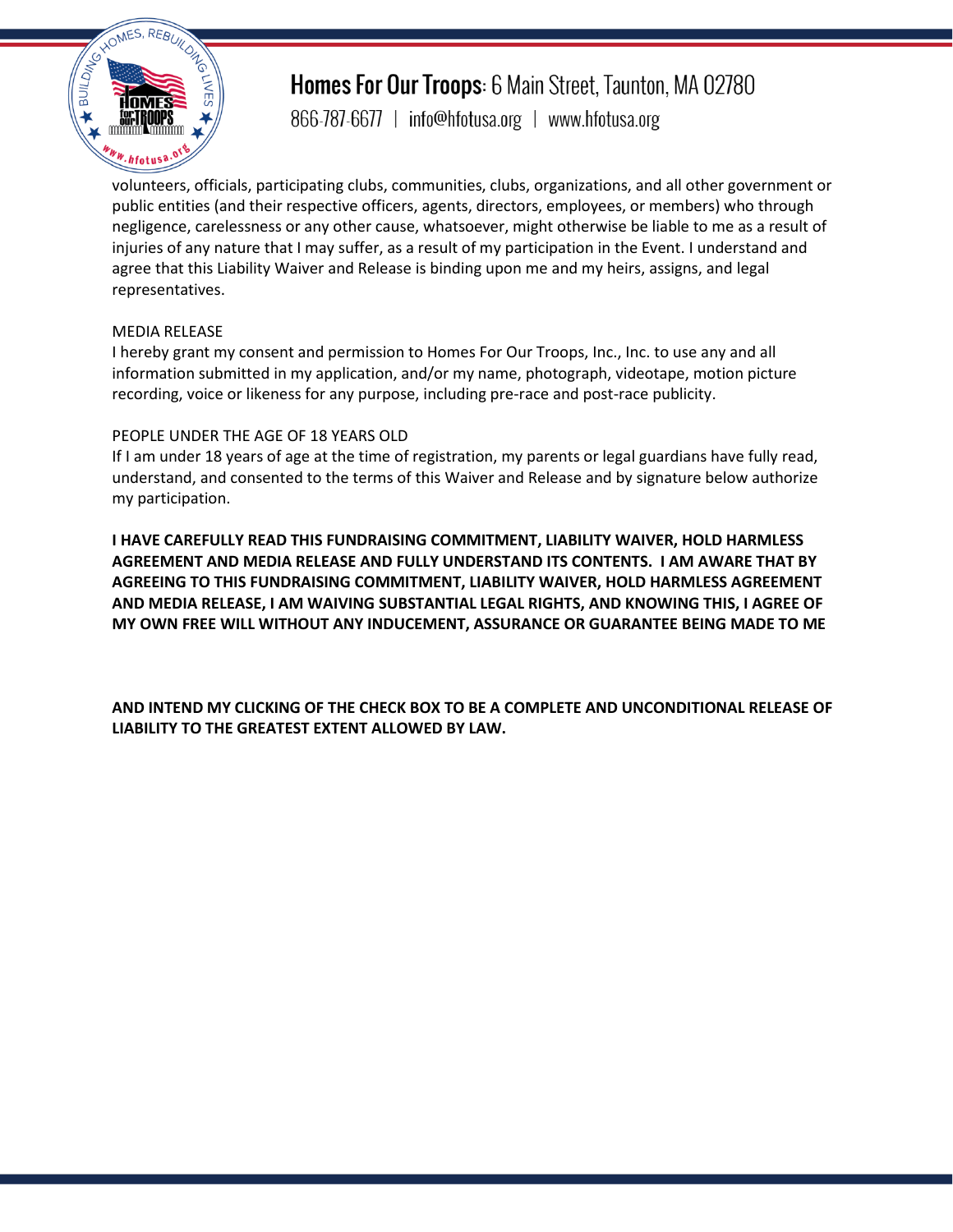volunteers, officials, participating clubs, communities, clubs, organizations, and all other government or public entities (and their respective officers, agents, directors, employees, or members) who through negligence, carelessness or any other cause, whatsoever, might otherwise be liable to me as a result of injuries of any nature that I may suffer, as a result of my participation in the Event. I understand and agree that this Liability Waiver and Release is binding upon me and my heirs, assigns, and legal representatives.

MEDIA RELEASE

I hereby grant my consent and permission to Homes For Our Troops, Inc., Inc. to use any and all information submitted in my application, and/or my name, photograph, videotape, motion picture recording, voice or likeness for any purpose, including pre-race and post-race publicity.

PEOPLE UNDER THE AGE OF 18 YEARS OLD

If I am under 18 years of age at the time of registration, my parents or legal guardians have fully read, understand, and consented to the terms of this Waiver and Release and by signature below authorize my participation.

**I HAVE CAREFULLY READ THIS FUNDRAISING COMMITMENT, LIABILITY WAIVER, HOLD HARMLESS AGREEMENT AND MEDIA RELEASE AND FULLY UNDERSTAND ITS CONTENTS. I AM AWARE THAT BY AGREEING TO THIS FUNDRAISING COMMITMENT, LIABILITY WAIVER, HOLD HARMLESS AGREEMENT AND MEDIA RELEASE, I AM WAIVING SUBSTANTIAL LEGAL RIGHTS, AND KNOWING THIS, I AGREE OF MY OWN FREE WILL WITHOUT ANY INDUCEMENT, ASSURANCE OR GUARANTEE BEING MADE TO ME**

**AND INTEND MY CLICKING OF THE CHECK BOX TO BE A COMPLETE AND UNCONDITIONAL RELEASE OF LIABILITY TO THE GREATEST EXTENT ALLOWED BY LAW.**